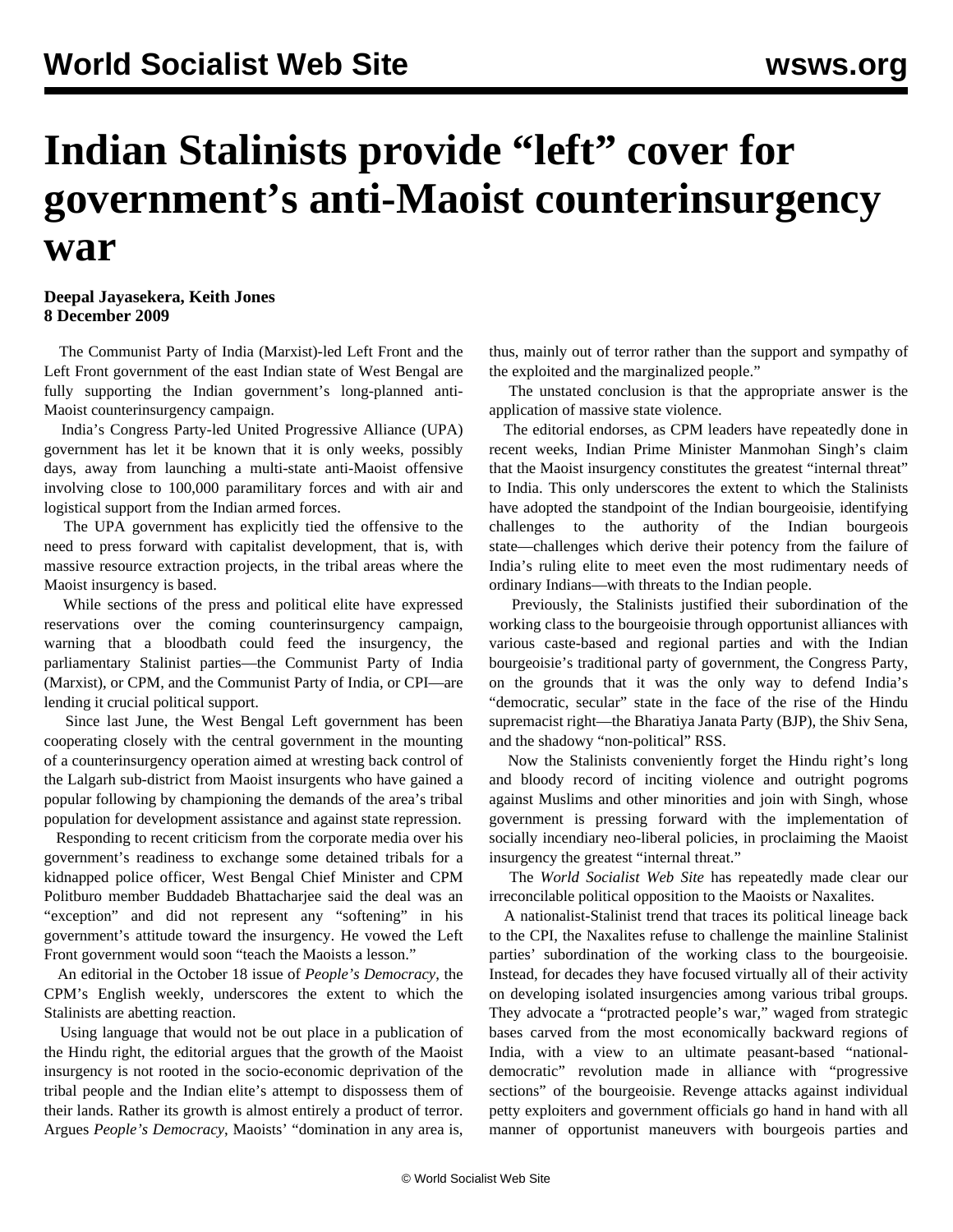# Indian Stalinists provide "left" cover for government's anti-Maoist counterinsurgency war

**Deepal Jayasekera, Keith Jones**
**8 December 2009**

The Communist Party of India (Marxist)-led Left Front and the Left Front government of the east Indian state of West Bengal are fully supporting the Indian government's long-planned anti-Maoist counterinsurgency campaign.

India's Congress Party-led United Progressive Alliance (UPA) government has let it be known that it is only weeks, possibly days, away from launching a multi-state anti-Maoist offensive involving close to 100,000 paramilitary forces and with air and logistical support from the Indian armed forces.

The UPA government has explicitly tied the offensive to the need to press forward with capitalist development, that is, with massive resource extraction projects, in the tribal areas where the Maoist insurgency is based.

While sections of the press and political elite have expressed reservations over the coming counterinsurgency campaign, warning that a bloodbath could feed the insurgency, the parliamentary Stalinist parties—the Communist Party of India (Marxist), or CPM, and the Communist Party of India, or CPI—are lending it crucial political support.

Since last June, the West Bengal Left government has been cooperating closely with the central government in the mounting of a counterinsurgency operation aimed at wresting back control of the Lalgarh sub-district from Maoist insurgents who have gained a popular following by championing the demands of the area's tribal population for development assistance and against state repression.

Responding to recent criticism from the corporate media over his government's readiness to exchange some detained tribals for a kidnapped police officer, West Bengal Chief Minister and CPM Politburo member Buddadeb Bhattacharjee said the deal was an "exception" and did not represent any "softening" in his government's attitude toward the insurgency. He vowed the Left Front government would soon "teach the Maoists a lesson."

An editorial in the October 18 issue of *People's Democracy*, the CPM's English weekly, underscores the extent to which the Stalinists are abetting reaction.

Using language that would not be out of place in a publication of the Hindu right, the editorial argues that the growth of the Maoist insurgency is not rooted in the socio-economic deprivation of the tribal people and the Indian elite's attempt to dispossess them of their lands. Rather its growth is almost entirely a product of terror. Argues *People's Democracy*, Maoists' "domination in any area is, thus, mainly out of terror rather than the support and sympathy of the exploited and the marginalized people."

The unstated conclusion is that the appropriate answer is the application of massive state violence.

The editorial endorses, as CPM leaders have repeatedly done in recent weeks, Indian Prime Minister Manmohan Singh's claim that the Maoist insurgency constitutes the greatest "internal threat" to India. This only underscores the extent to which the Stalinists have adopted the standpoint of the Indian bourgeoisie, identifying challenges to the authority of the Indian bourgeois state—challenges which derive their potency from the failure of India's ruling elite to meet even the most rudimentary needs of ordinary Indians—with threats to the Indian people.

Previously, the Stalinists justified their subordination of the working class to the bourgeoisie through opportunist alliances with various caste-based and regional parties and with the Indian bourgeoisie's traditional party of government, the Congress Party, on the grounds that it was the only way to defend India's "democratic, secular" state in the face of the rise of the Hindu supremacist right—the Bharatiya Janata Party (BJP), the Shiv Sena, and the shadowy "non-political" RSS.

Now the Stalinists conveniently forget the Hindu right's long and bloody record of inciting violence and outright pogroms against Muslims and other minorities and join with Singh, whose government is pressing forward with the implementation of socially incendiary neo-liberal policies, in proclaiming the Maoist insurgency the greatest "internal threat."

The *World Socialist Web Site* has repeatedly made clear our irreconcilable political opposition to the Maoists or Naxalites.

A nationalist-Stalinist trend that traces its political lineage back to the CPI, the Naxalites refuse to challenge the mainline Stalinist parties' subordination of the working class to the bourgeoisie. Instead, for decades they have focused virtually all of their activity on developing isolated insurgencies among various tribal groups. They advocate a "protracted people's war," waged from strategic bases carved from the most economically backward regions of India, with a view to an ultimate peasant-based "national-democratic" revolution made in alliance with "progressive sections" of the bourgeoisie. Revenge attacks against individual petty exploiters and government officials go hand in hand with all manner of opportunist maneuvers with bourgeois parties and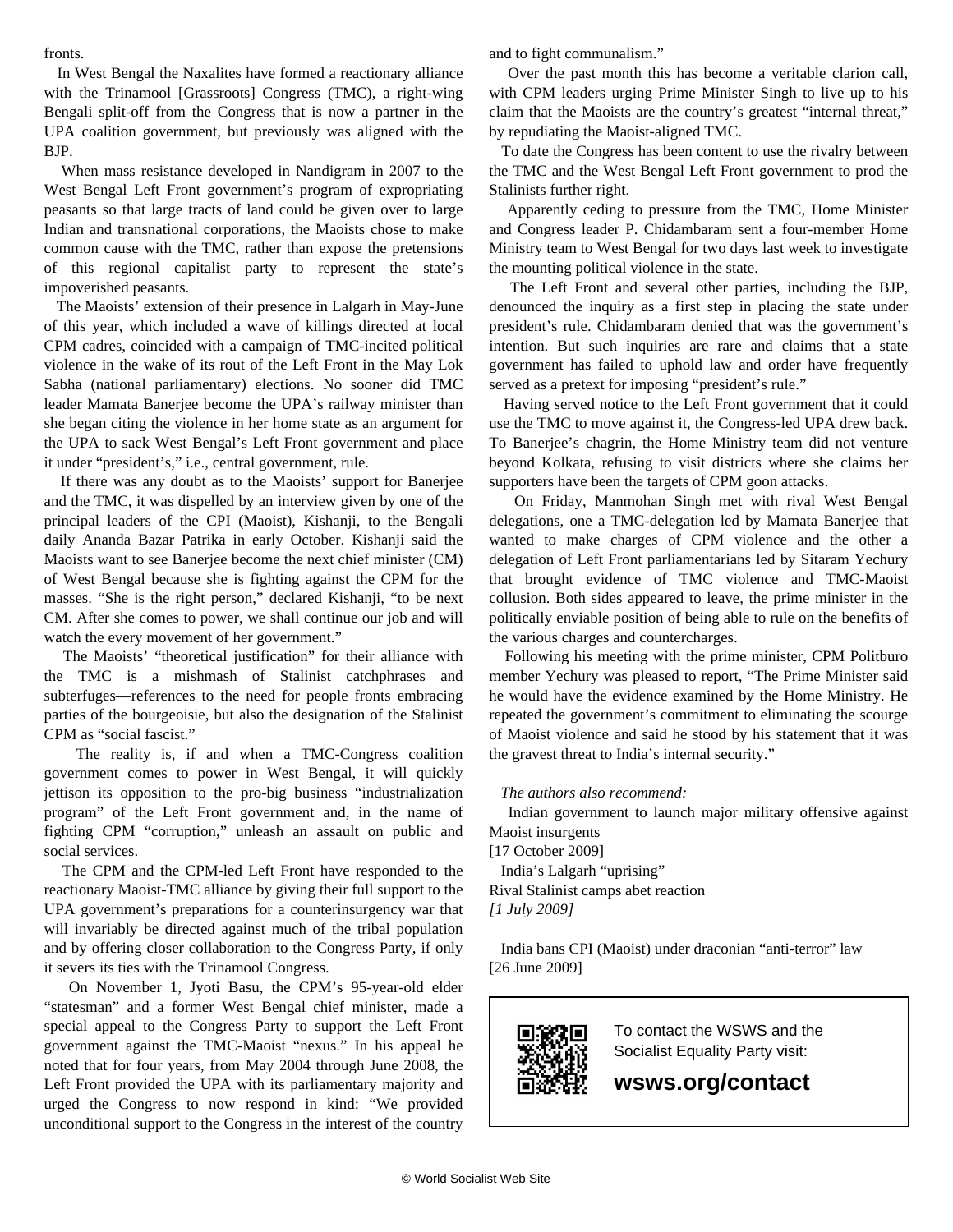fronts.

In West Bengal the Naxalites have formed a reactionary alliance with the Trinamool [Grassroots] Congress (TMC), a right-wing Bengali split-off from the Congress that is now a partner in the UPA coalition government, but previously was aligned with the BJP.

When mass resistance developed in Nandigram in 2007 to the West Bengal Left Front government's program of expropriating peasants so that large tracts of land could be given over to large Indian and transnational corporations, the Maoists chose to make common cause with the TMC, rather than expose the pretensions of this regional capitalist party to represent the state's impoverished peasants.

The Maoists' extension of their presence in Lalgarh in May-June of this year, which included a wave of killings directed at local CPM cadres, coincided with a campaign of TMC-incited political violence in the wake of its rout of the Left Front in the May Lok Sabha (national parliamentary) elections. No sooner did TMC leader Mamata Banerjee become the UPA's railway minister than she began citing the violence in her home state as an argument for the UPA to sack West Bengal's Left Front government and place it under "president's," i.e., central government, rule.

If there was any doubt as to the Maoists' support for Banerjee and the TMC, it was dispelled by an interview given by one of the principal leaders of the CPI (Maoist), Kishanji, to the Bengali daily Ananda Bazar Patrika in early October. Kishanji said the Maoists want to see Banerjee become the next chief minister (CM) of West Bengal because she is fighting against the CPM for the masses. "She is the right person," declared Kishanji, "to be next CM. After she comes to power, we shall continue our job and will watch the every movement of her government."

The Maoists' "theoretical justification" for their alliance with the TMC is a mishmash of Stalinist catchphrases and subterfuges—references to the need for people fronts embracing parties of the bourgeoisie, but also the designation of the Stalinist CPM as "social fascist."

The reality is, if and when a TMC-Congress coalition government comes to power in West Bengal, it will quickly jettison its opposition to the pro-big business "industrialization program" of the Left Front government and, in the name of fighting CPM "corruption," unleash an assault on public and social services.

The CPM and the CPM-led Left Front have responded to the reactionary Maoist-TMC alliance by giving their full support to the UPA government's preparations for a counterinsurgency war that will invariably be directed against much of the tribal population and by offering closer collaboration to the Congress Party, if only it severs its ties with the Trinamool Congress.

On November 1, Jyoti Basu, the CPM's 95-year-old elder "statesman" and a former West Bengal chief minister, made a special appeal to the Congress Party to support the Left Front government against the TMC-Maoist "nexus." In his appeal he noted that for four years, from May 2004 through June 2008, the Left Front provided the UPA with its parliamentary majority and urged the Congress to now respond in kind: "We provided unconditional support to the Congress in the interest of the country and to fight communalism."

Over the past month this has become a veritable clarion call, with CPM leaders urging Prime Minister Singh to live up to his claim that the Maoists are the country's greatest "internal threat," by repudiating the Maoist-aligned TMC.

To date the Congress has been content to use the rivalry between the TMC and the West Bengal Left Front government to prod the Stalinists further right.

Apparently ceding to pressure from the TMC, Home Minister and Congress leader P. Chidambaram sent a four-member Home Ministry team to West Bengal for two days last week to investigate the mounting political violence in the state.

The Left Front and several other parties, including the BJP, denounced the inquiry as a first step in placing the state under president's rule. Chidambaram denied that was the government's intention. But such inquiries are rare and claims that a state government has failed to uphold law and order have frequently served as a pretext for imposing "president's rule."

Having served notice to the Left Front government that it could use the TMC to move against it, the Congress-led UPA drew back. To Banerjee's chagrin, the Home Ministry team did not venture beyond Kolkata, refusing to visit districts where she claims her supporters have been the targets of CPM goon attacks.

On Friday, Manmohan Singh met with rival West Bengal delegations, one a TMC-delegation led by Mamata Banerjee that wanted to make charges of CPM violence and the other a delegation of Left Front parliamentarians led by Sitaram Yechury that brought evidence of TMC violence and TMC-Maoist collusion. Both sides appeared to leave, the prime minister in the politically enviable position of being able to rule on the benefits of the various charges and countercharges.

Following his meeting with the prime minister, CPM Politburo member Yechury was pleased to report, "The Prime Minister said he would have the evidence examined by the Home Ministry. He repeated the government's commitment to eliminating the scourge of Maoist violence and said he stood by his statement that it was the gravest threat to India's internal security."

*The authors also recommend:*

Indian government to launch major military offensive against Maoist insurgents
[17 October 2009]

India's Lalgarh "uprising"
Rival Stalinist camps abet reaction
*[1 July 2009]*

India bans CPI (Maoist) under draconian "anti-terror" law
[26 June 2009]

To contact the WSWS and the Socialist Equality Party visit:

**wsws.org/contact**